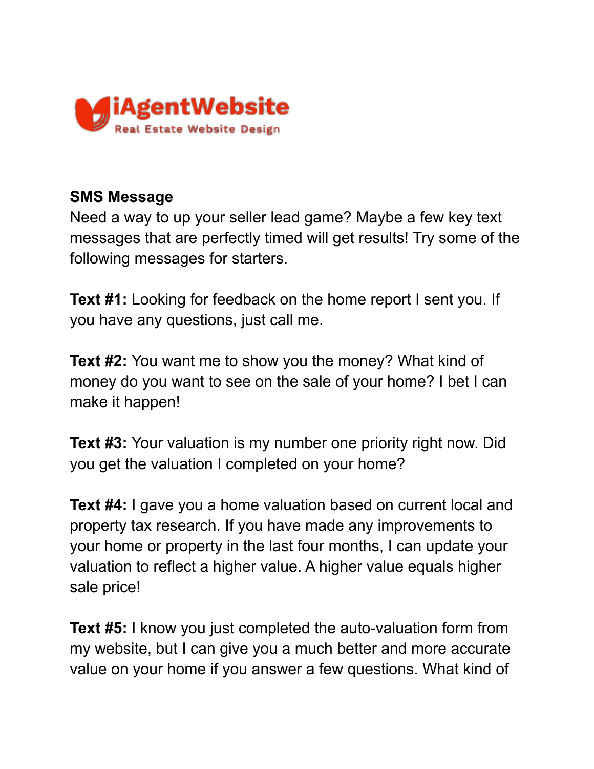iAgentWebsite
Real Estate Website Design

**SMS Message**

Need a way to up your seller lead game? Maybe a few key text messages that are perfectly timed will get results! Try some of the following messages for starters.

**Text #1:** Looking for feedback on the home report I sent you. If you have any questions, just call me.

**Text #2:** You want me to show you the money? What kind of money do you want to see on the sale of your home? I bet I can make it happen!

**Text #3:** Your valuation is my number one priority right now. Did you get the valuation I completed on your home?

**Text #4:** I gave you a home valuation based on current local and property tax research. If you have made any improvements to your home or property in the last four months, I can update your valuation to reflect a higher value. A higher value equals higher sale price!

**Text #5:** I know you just completed the auto-valuation form from my website, but I can give you a much better and more accurate value on your home if you answer a few questions. What kind of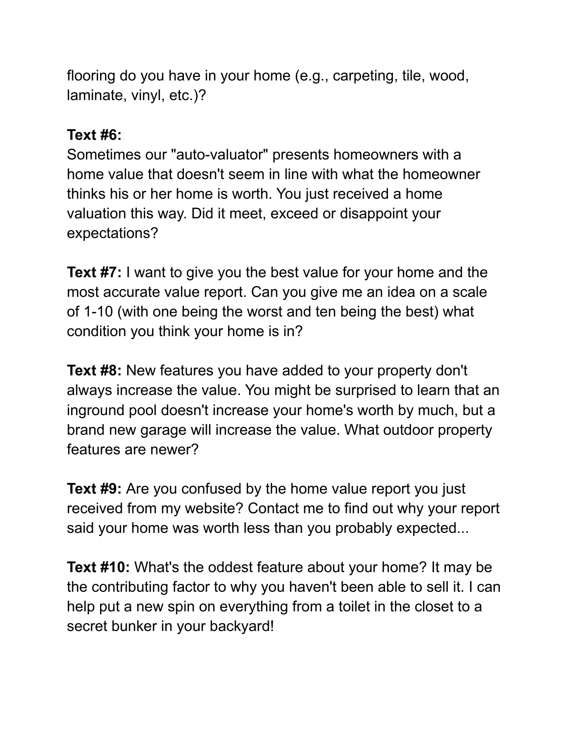flooring do you have in your home (e.g., carpeting, tile, wood, laminate, vinyl, etc.)?

**Text #6:**
Sometimes our "auto-valuator" presents homeowners with a home value that doesn't seem in line with what the homeowner thinks his or her home is worth. You just received a home valuation this way. Did it meet, exceed or disappoint your expectations?

**Text #7:** I want to give you the best value for your home and the most accurate value report. Can you give me an idea on a scale of 1-10 (with one being the worst and ten being the best) what condition you think your home is in?

**Text #8:** New features you have added to your property don't always increase the value. You might be surprised to learn that an inground pool doesn't increase your home's worth by much, but a brand new garage will increase the value. What outdoor property features are newer?

**Text #9:** Are you confused by the home value report you just received from my website? Contact me to find out why your report said your home was worth less than you probably expected...

**Text #10:** What's the oddest feature about your home? It may be the contributing factor to why you haven't been able to sell it. I can help put a new spin on everything from a toilet in the closet to a secret bunker in your backyard!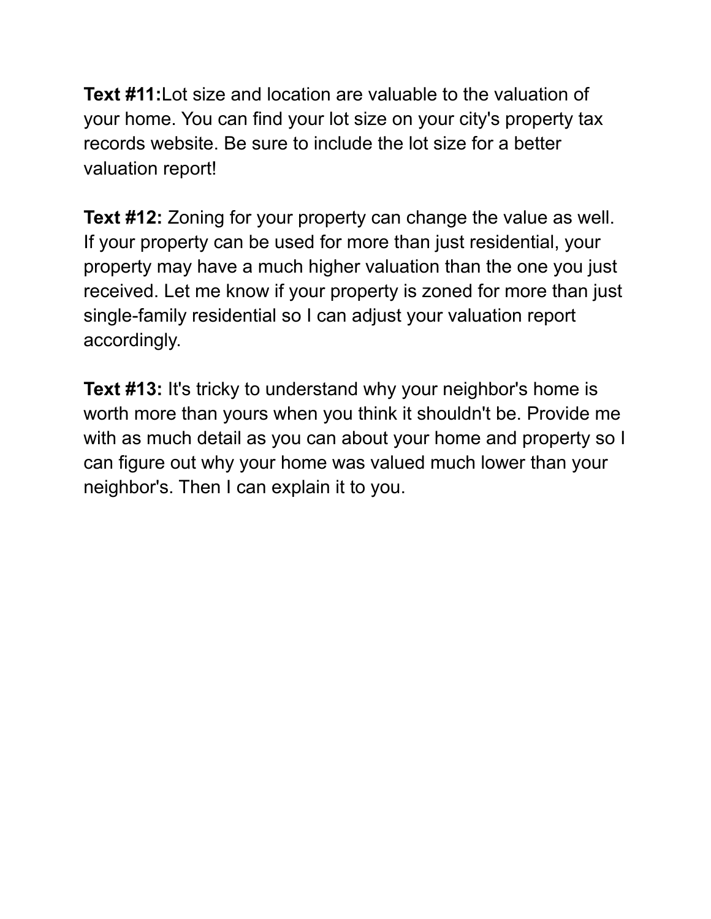**Text #11:**Lot size and location are valuable to the valuation of your home. You can find your lot size on your city's property tax records website. Be sure to include the lot size for a better valuation report!

**Text #12:** Zoning for your property can change the value as well. If your property can be used for more than just residential, your property may have a much higher valuation than the one you just received. Let me know if your property is zoned for more than just single-family residential so I can adjust your valuation report accordingly.

**Text #13:** It's tricky to understand why your neighbor's home is worth more than yours when you think it shouldn't be. Provide me with as much detail as you can about your home and property so I can figure out why your home was valued much lower than your neighbor's. Then I can explain it to you.